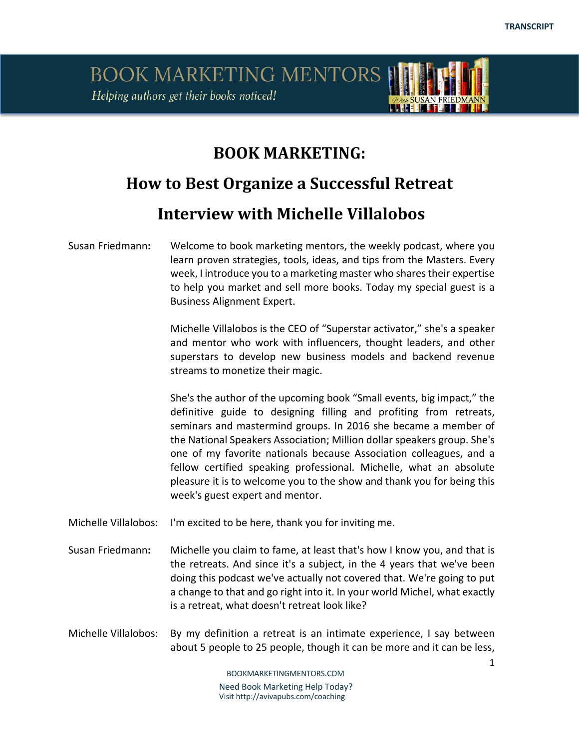# BOOK MARKETING:

## How to Best Organize a Successful Retreat

## Interview with Michelle Villalobos

**Susan Friedmann:** Welcome to book marketing mentors, the weekly podcast, where you learn proven strategies, tools, ideas, and tips from the Masters. Every week, I introduce you to a marketing master who shares their expertise to help you market and sell more books. Today my special guest is a Business Alignment Expert.

Michelle Villalobos is the CEO of "Superstar activator," she's a speaker and mentor who work with influencers, thought leaders, and other superstars to develop new business models and backend revenue streams to monetize their magic.

She's the author of the upcoming book "Small events, big impact," the definitive guide to designing filling and profiting from retreats, seminars and mastermind groups. In 2016 she became a member of the National Speakers Association; Million dollar speakers group. She's one of my favorite nationals because Association colleagues, and a fellow certified speaking professional. Michelle, what an absolute pleasure it is to welcome you to the show and thank you for being this week's guest expert and mentor.

**Michelle Villalobos:** I'm excited to be here, thank you for inviting me.

**Susan Friedmann:** Michelle you claim to fame, at least that's how I know you, and that is the retreats. And since it's a subject, in the 4 years that we've been doing this podcast we've actually not covered that. We're going to put a change to that and go right into it. In your world Michel, what exactly is a retreat, what doesn't retreat look like?

**Michelle Villalobos:** By my definition a retreat is an intimate experience, I say between about 5 people to 25 people, though it can be more and it can be less,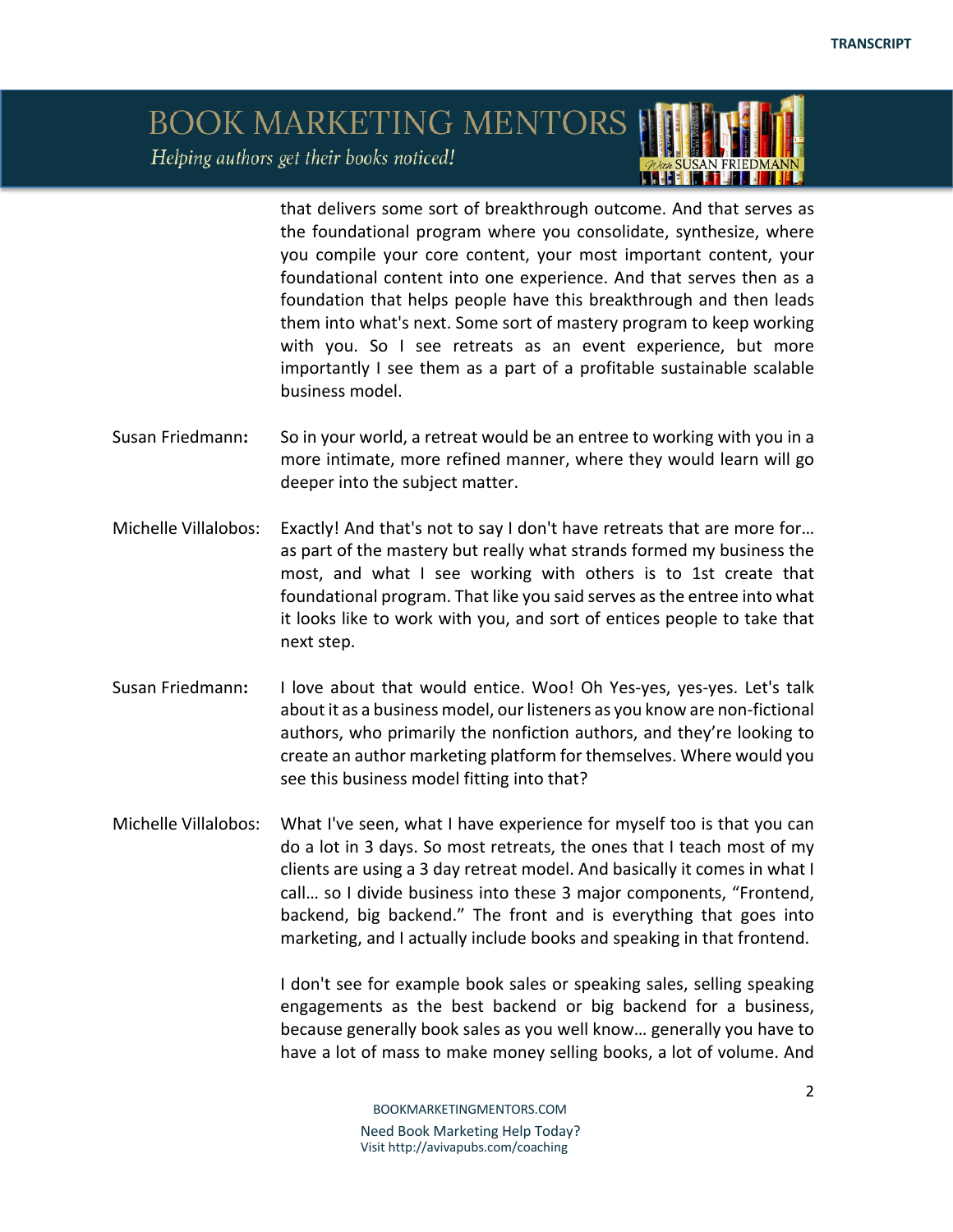that delivers some sort of breakthrough outcome. And that serves as the foundational program where you consolidate, synthesize, where you compile your core content, your most important content, your foundational content into one experience. And that serves then as a foundation that helps people have this breakthrough and then leads them into what's next. Some sort of mastery program to keep working with you. So I see retreats as an event experience, but more importantly I see them as a part of a profitable sustainable scalable business model.

**Susan Friedmann:** So in your world, a retreat would be an entree to working with you in a more intimate, more refined manner, where they would learn will go deeper into the subject matter.

**Michelle Villalobos:** Exactly! And that's not to say I don't have retreats that are more for… as part of the mastery but really what strands formed my business the most, and what I see working with others is to 1st create that foundational program. That like you said serves as the entree into what it looks like to work with you, and sort of entices people to take that next step.

**Susan Friedmann:** I love about that would entice. Woo! Oh Yes-yes, yes-yes. Let's talk about it as a business model, our listeners as you know are non-fictional authors, who primarily the nonfiction authors, and they're looking to create an author marketing platform for themselves. Where would you see this business model fitting into that?

**Michelle Villalobos:** What I've seen, what I have experience for myself too is that you can do a lot in 3 days. So most retreats, the ones that I teach most of my clients are using a 3 day retreat model. And basically it comes in what I call… so I divide business into these 3 major components, "Frontend, backend, big backend." The front and is everything that goes into marketing, and I actually include books and speaking in that frontend.

I don't see for example book sales or speaking sales, selling speaking engagements as the best backend or big backend for a business, because generally book sales as you well know… generally you have to have a lot of mass to make money selling books, a lot of volume. And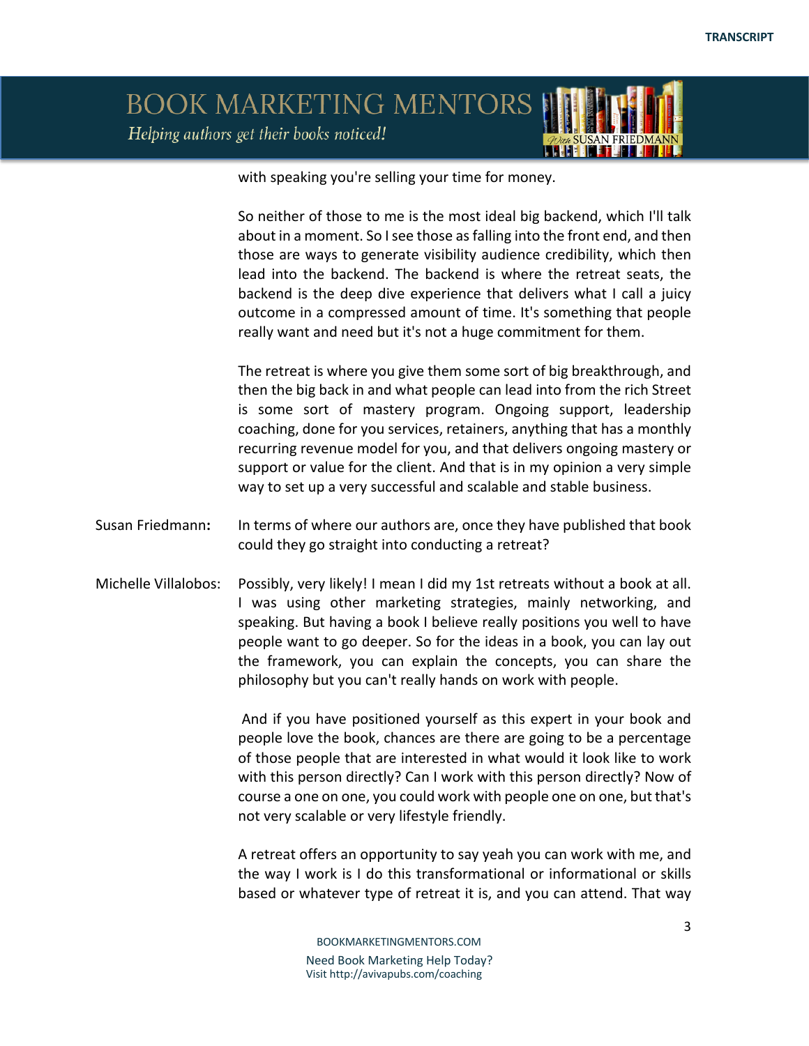with speaking you're selling your time for money.

So neither of those to me is the most ideal big backend, which I'll talk about in a moment. So I see those as falling into the front end, and then those are ways to generate visibility audience credibility, which then lead into the backend. The backend is where the retreat seats, the backend is the deep dive experience that delivers what I call a juicy outcome in a compressed amount of time. It's something that people really want and need but it's not a huge commitment for them.

The retreat is where you give them some sort of big breakthrough, and then the big back in and what people can lead into from the rich Street is some sort of mastery program. Ongoing support, leadership coaching, done for you services, retainers, anything that has a monthly recurring revenue model for you, and that delivers ongoing mastery or support or value for the client. And that is in my opinion a very simple way to set up a very successful and scalable and stable business.

Susan Friedmann**:** In terms of where our authors are, once they have published that book could they go straight into conducting a retreat?

Michelle Villalobos: Possibly, very likely! I mean I did my 1st retreats without a book at all. I was using other marketing strategies, mainly networking, and speaking. But having a book I believe really positions you well to have people want to go deeper. So for the ideas in a book, you can lay out the framework, you can explain the concepts, you can share the philosophy but you can't really hands on work with people.

And if you have positioned yourself as this expert in your book and people love the book, chances are there are going to be a percentage of those people that are interested in what would it look like to work with this person directly? Can I work with this person directly? Now of course a one on one, you could work with people one on one, but that's not very scalable or very lifestyle friendly.

A retreat offers an opportunity to say yeah you can work with me, and the way I work is I do this transformational or informational or skills based or whatever type of retreat it is, and you can attend. That way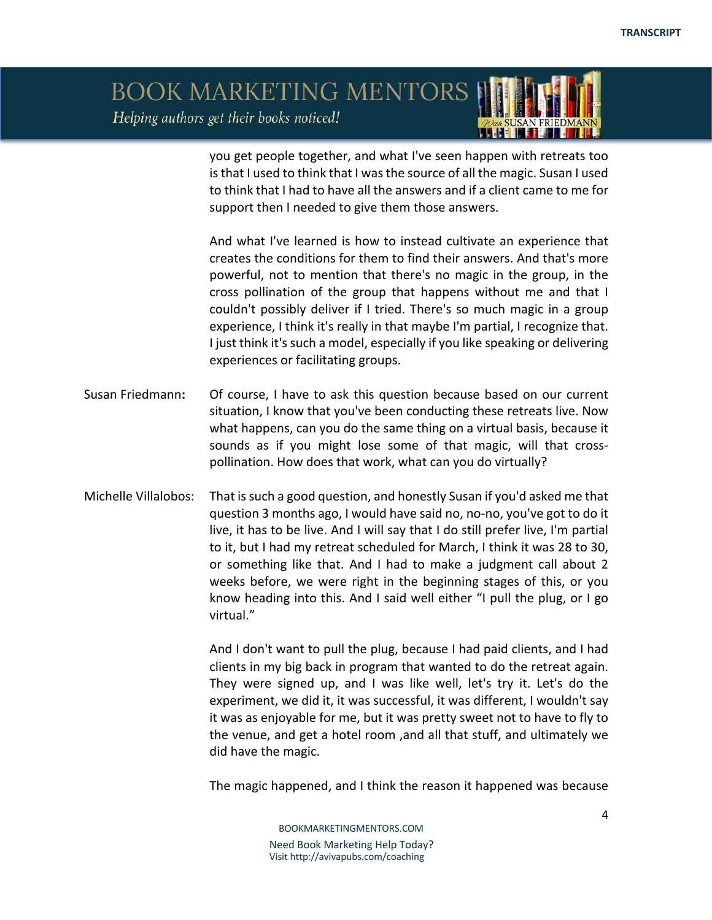you get people together, and what I've seen happen with retreats too is that I used to think that I was the source of all the magic. Susan I used to think that I had to have all the answers and if a client came to me for support then I needed to give them those answers.

And what I've learned is how to instead cultivate an experience that creates the conditions for them to find their answers. And that's more powerful, not to mention that there's no magic in the group, in the cross pollination of the group that happens without me and that I couldn't possibly deliver if I tried. There's so much magic in a group experience, I think it's really in that maybe I'm partial, I recognize that. I just think it's such a model, especially if you like speaking or delivering experiences or facilitating groups.

**Susan Friedmann:** Of course, I have to ask this question because based on our current situation, I know that you've been conducting these retreats live. Now what happens, can you do the same thing on a virtual basis, because it sounds as if you might lose some of that magic, will that cross-pollination. How does that work, what can you do virtually?

**Michelle Villalobos:** That is such a good question, and honestly Susan if you'd asked me that question 3 months ago, I would have said no, no-no, you've got to do it live, it has to be live. And I will say that I do still prefer live, I'm partial to it, but I had my retreat scheduled for March, I think it was 28 to 30, or something like that. And I had to make a judgment call about 2 weeks before, we were right in the beginning stages of this, or you know heading into this. And I said well either "I pull the plug, or I go virtual."

And I don't want to pull the plug, because I had paid clients, and I had clients in my big back in program that wanted to do the retreat again. They were signed up, and I was like well, let's try it. Let's do the experiment, we did it, it was successful, it was different, I wouldn't say it was as enjoyable for me, but it was pretty sweet not to have to fly to the venue, and get a hotel room ,and all that stuff, and ultimately we did have the magic.

The magic happened, and I think the reason it happened was because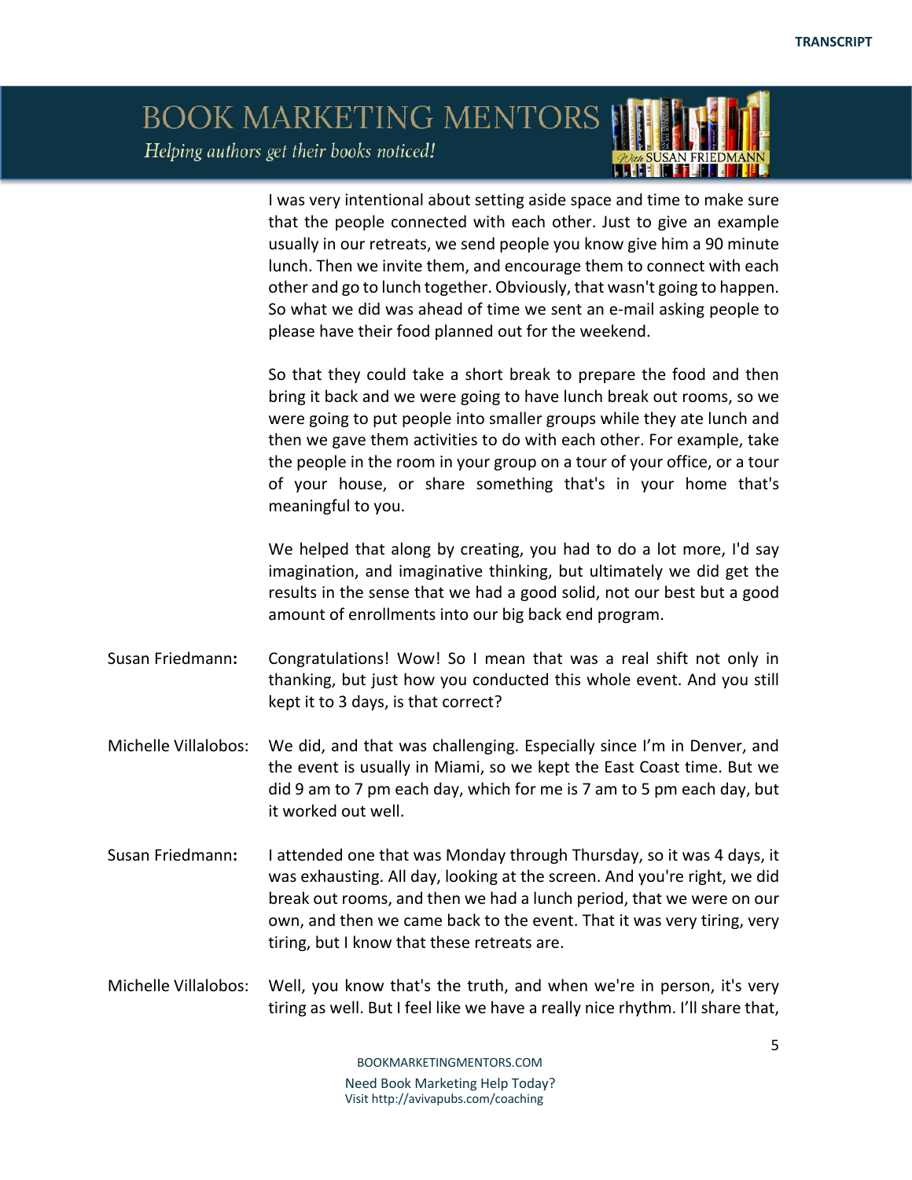I was very intentional about setting aside space and time to make sure that the people connected with each other. Just to give an example usually in our retreats, we send people you know give him a 90 minute lunch. Then we invite them, and encourage them to connect with each other and go to lunch together. Obviously, that wasn't going to happen. So what we did was ahead of time we sent an e-mail asking people to please have their food planned out for the weekend.

So that they could take a short break to prepare the food and then bring it back and we were going to have lunch break out rooms, so we were going to put people into smaller groups while they ate lunch and then we gave them activities to do with each other. For example, take the people in the room in your group on a tour of your office, or a tour of your house, or share something that's in your home that's meaningful to you.

We helped that along by creating, you had to do a lot more, I'd say imagination, and imaginative thinking, but ultimately we did get the results in the sense that we had a good solid, not our best but a good amount of enrollments into our big back end program.

**Susan Friedmann:** Congratulations! Wow! So I mean that was a real shift not only in thanking, but just how you conducted this whole event. And you still kept it to 3 days, is that correct?

**Michelle Villalobos:** We did, and that was challenging. Especially since I'm in Denver, and the event is usually in Miami, so we kept the East Coast time. But we did 9 am to 7 pm each day, which for me is 7 am to 5 pm each day, but it worked out well.

**Susan Friedmann:** I attended one that was Monday through Thursday, so it was 4 days, it was exhausting. All day, looking at the screen. And you're right, we did break out rooms, and then we had a lunch period, that we were on our own, and then we came back to the event. That it was very tiring, very tiring, but I know that these retreats are.

**Michelle Villalobos:** Well, you know that's the truth, and when we're in person, it's very tiring as well. But I feel like we have a really nice rhythm. I'll share that,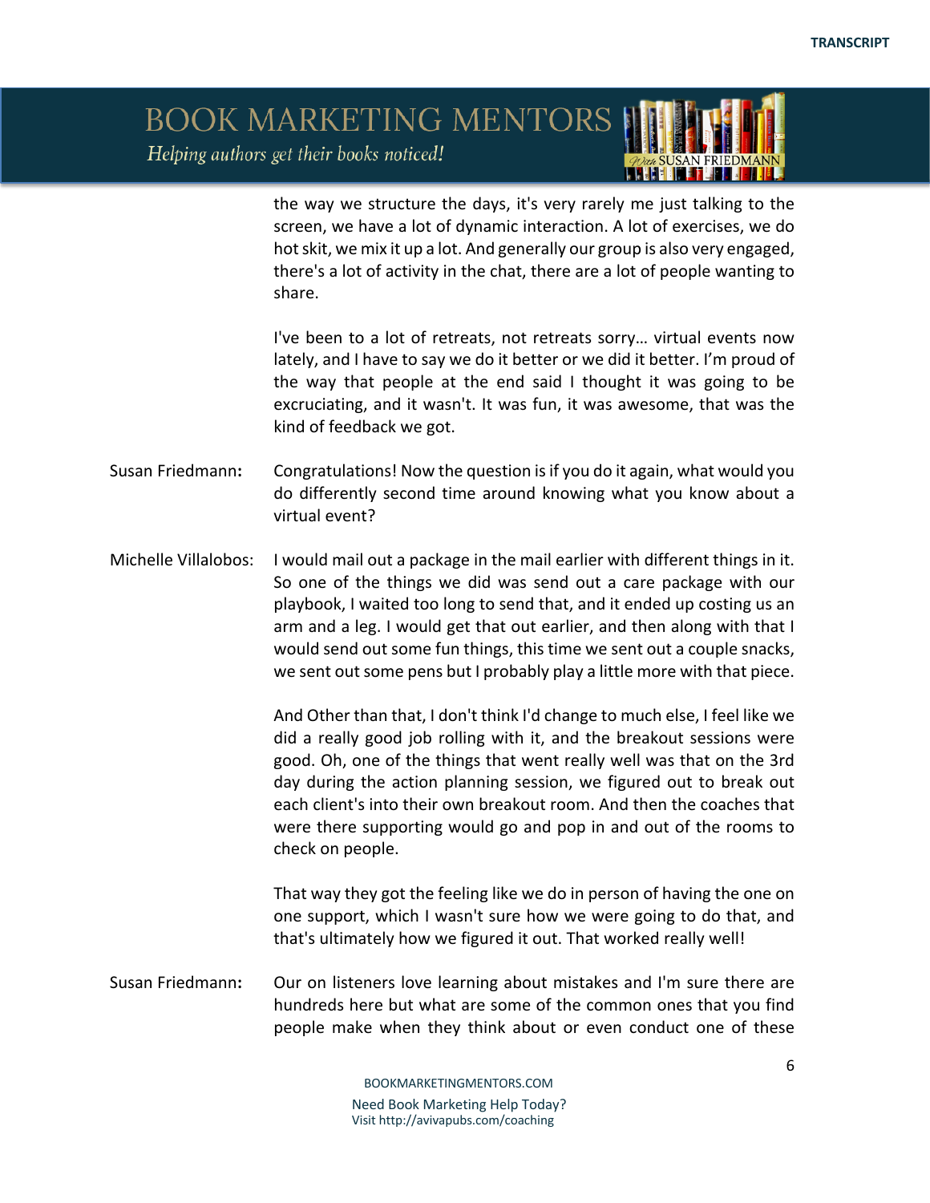the way we structure the days, it's very rarely me just talking to the screen, we have a lot of dynamic interaction. A lot of exercises, we do hot skit, we mix it up a lot. And generally our group is also very engaged, there's a lot of activity in the chat, there are a lot of people wanting to share.

I've been to a lot of retreats, not retreats sorry… virtual events now lately, and I have to say we do it better or we did it better. I'm proud of the way that people at the end said I thought it was going to be excruciating, and it wasn't. It was fun, it was awesome, that was the kind of feedback we got.

**Susan Friedmann:** Congratulations! Now the question is if you do it again, what would you do differently second time around knowing what you know about a virtual event?

**Michelle Villalobos:** I would mail out a package in the mail earlier with different things in it. So one of the things we did was send out a care package with our playbook, I waited too long to send that, and it ended up costing us an arm and a leg. I would get that out earlier, and then along with that I would send out some fun things, this time we sent out a couple snacks, we sent out some pens but I probably play a little more with that piece.

And Other than that, I don't think I'd change to much else, I feel like we did a really good job rolling with it, and the breakout sessions were good. Oh, one of the things that went really well was that on the 3rd day during the action planning session, we figured out to break out each client's into their own breakout room. And then the coaches that were there supporting would go and pop in and out of the rooms to check on people.

That way they got the feeling like we do in person of having the one on one support, which I wasn't sure how we were going to do that, and that's ultimately how we figured it out. That worked really well!

**Susan Friedmann:** Our on listeners love learning about mistakes and I'm sure there are hundreds here but what are some of the common ones that you find people make when they think about or even conduct one of these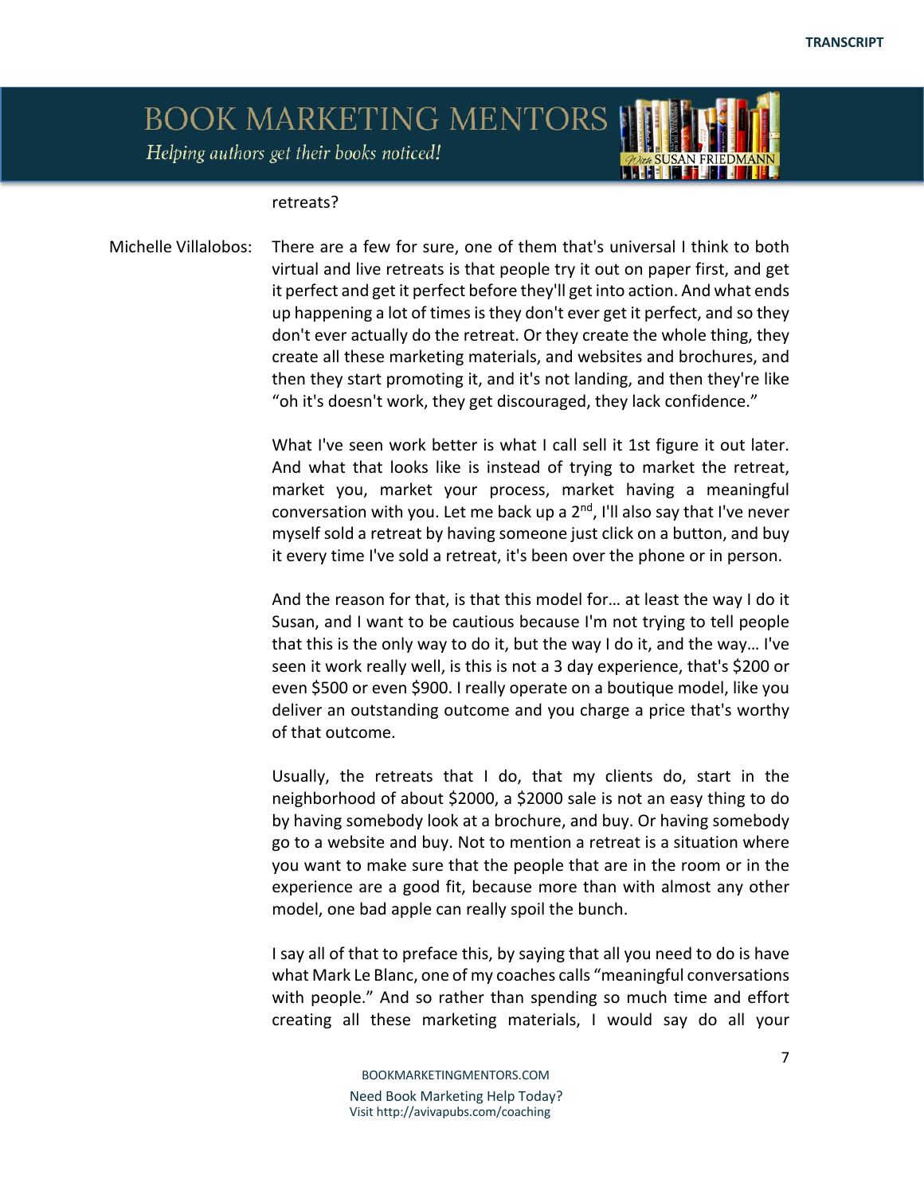retreats?

Michelle Villalobos: There are a few for sure, one of them that's universal I think to both virtual and live retreats is that people try it out on paper first, and get it perfect and get it perfect before they'll get into action. And what ends up happening a lot of times is they don't ever get it perfect, and so they don't ever actually do the retreat. Or they create the whole thing, they create all these marketing materials, and websites and brochures, and then they start promoting it, and it's not landing, and then they're like "oh it's doesn't work, they get discouraged, they lack confidence."

What I've seen work better is what I call sell it 1st figure it out later. And what that looks like is instead of trying to market the retreat, market you, market your process, market having a meaningful conversation with you. Let me back up a 2nd, I'll also say that I've never myself sold a retreat by having someone just click on a button, and buy it every time I've sold a retreat, it's been over the phone or in person.

And the reason for that, is that this model for… at least the way I do it Susan, and I want to be cautious because I'm not trying to tell people that this is the only way to do it, but the way I do it, and the way… I've seen it work really well, is this is not a 3 day experience, that's $200 or even $500 or even $900. I really operate on a boutique model, like you deliver an outstanding outcome and you charge a price that's worthy of that outcome.

Usually, the retreats that I do, that my clients do, start in the neighborhood of about $2000, a $2000 sale is not an easy thing to do by having somebody look at a brochure, and buy. Or having somebody go to a website and buy. Not to mention a retreat is a situation where you want to make sure that the people that are in the room or in the experience are a good fit, because more than with almost any other model, one bad apple can really spoil the bunch.

I say all of that to preface this, by saying that all you need to do is have what Mark Le Blanc, one of my coaches calls "meaningful conversations with people." And so rather than spending so much time and effort creating all these marketing materials, I would say do all your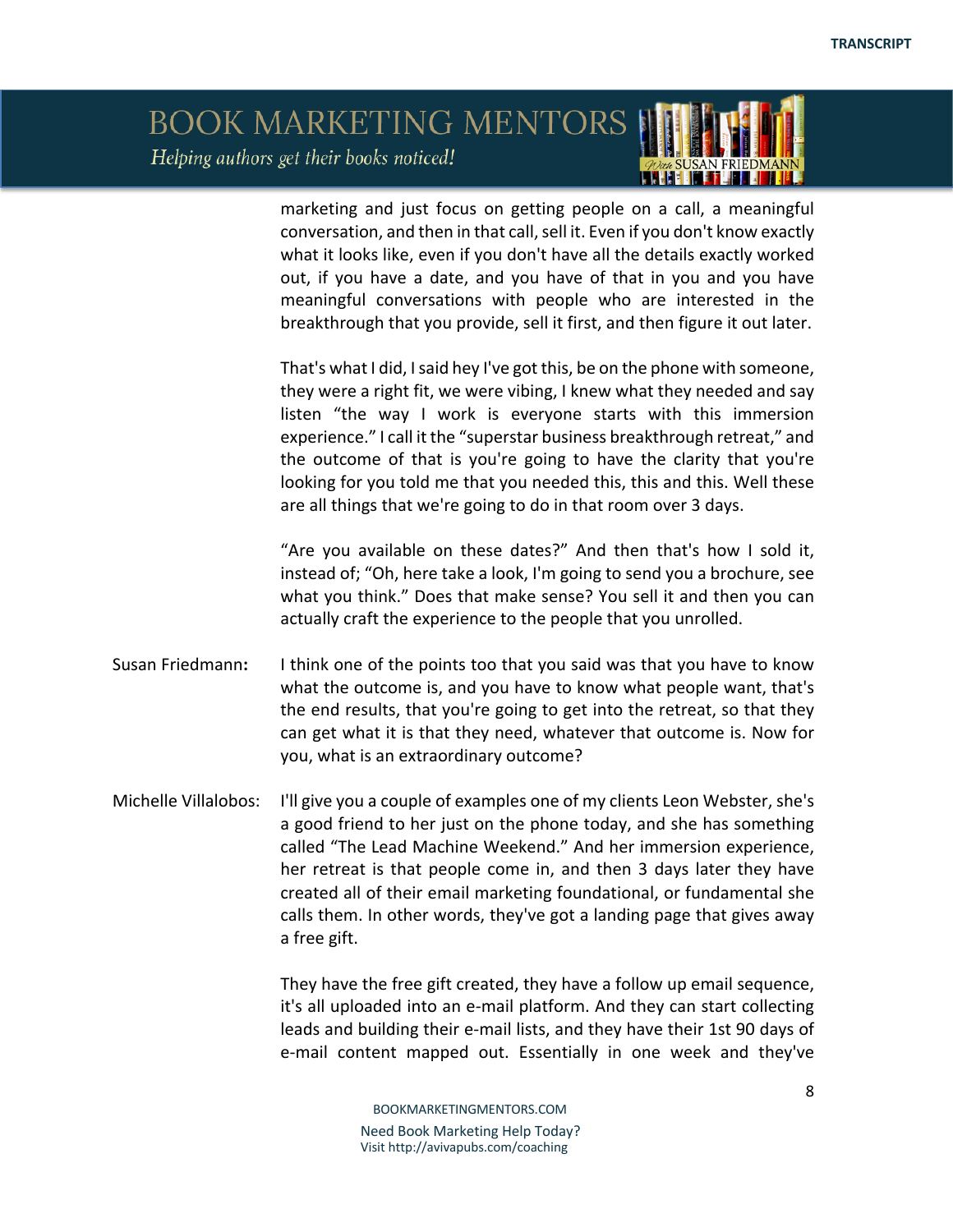marketing and just focus on getting people on a call, a meaningful conversation, and then in that call, sell it. Even if you don't know exactly what it looks like, even if you don't have all the details exactly worked out, if you have a date, and you have of that in you and you have meaningful conversations with people who are interested in the breakthrough that you provide, sell it first, and then figure it out later.

That's what I did, I said hey I've got this, be on the phone with someone, they were a right fit, we were vibing, I knew what they needed and say listen "the way I work is everyone starts with this immersion experience." I call it the "superstar business breakthrough retreat," and the outcome of that is you're going to have the clarity that you're looking for you told me that you needed this, this and this. Well these are all things that we're going to do in that room over 3 days.

"Are you available on these dates?" And then that's how I sold it, instead of; "Oh, here take a look, I'm going to send you a brochure, see what you think." Does that make sense? You sell it and then you can actually craft the experience to the people that you unrolled.

**Susan Friedmann:** I think one of the points too that you said was that you have to know what the outcome is, and you have to know what people want, that's the end results, that you're going to get into the retreat, so that they can get what it is that they need, whatever that outcome is. Now for you, what is an extraordinary outcome?

**Michelle Villalobos:** I'll give you a couple of examples one of my clients Leon Webster, she's a good friend to her just on the phone today, and she has something called "The Lead Machine Weekend." And her immersion experience, her retreat is that people come in, and then 3 days later they have created all of their email marketing foundational, or fundamental she calls them. In other words, they've got a landing page that gives away a free gift.

They have the free gift created, they have a follow up email sequence, it's all uploaded into an e-mail platform. And they can start collecting leads and building their e-mail lists, and they have their 1st 90 days of e-mail content mapped out. Essentially in one week and they've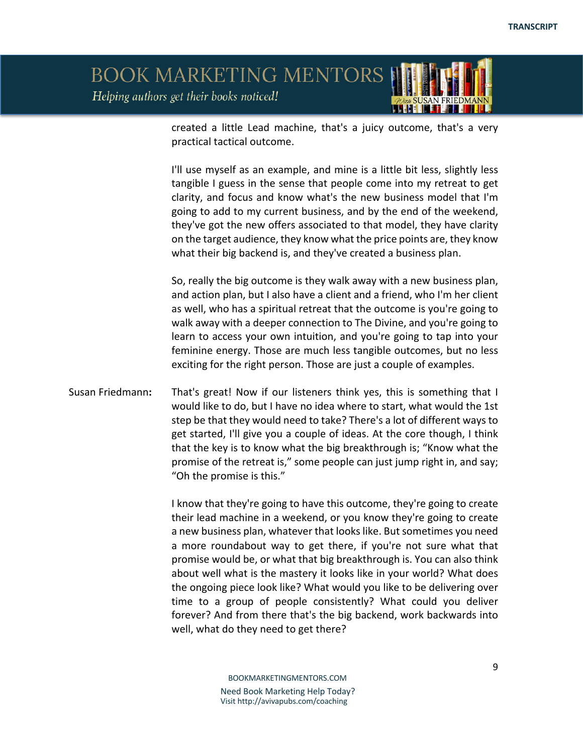created a little Lead machine, that's a juicy outcome, that's a very practical tactical outcome.

I'll use myself as an example, and mine is a little bit less, slightly less tangible I guess in the sense that people come into my retreat to get clarity, and focus and know what's the new business model that I'm going to add to my current business, and by the end of the weekend, they've got the new offers associated to that model, they have clarity on the target audience, they know what the price points are, they know what their big backend is, and they've created a business plan.

So, really the big outcome is they walk away with a new business plan, and action plan, but I also have a client and a friend, who I'm her client as well, who has a spiritual retreat that the outcome is you're going to walk away with a deeper connection to The Divine, and you're going to learn to access your own intuition, and you're going to tap into your feminine energy. Those are much less tangible outcomes, but no less exciting for the right person. Those are just a couple of examples.

**Susan Friedmann:** That's great! Now if our listeners think yes, this is something that I would like to do, but I have no idea where to start, what would the 1st step be that they would need to take? There's a lot of different ways to get started, I'll give you a couple of ideas. At the core though, I think that the key is to know what the big breakthrough is; "Know what the promise of the retreat is," some people can just jump right in, and say; "Oh the promise is this."

I know that they're going to have this outcome, they're going to create their lead machine in a weekend, or you know they're going to create a new business plan, whatever that looks like. But sometimes you need a more roundabout way to get there, if you're not sure what that promise would be, or what that big breakthrough is. You can also think about well what is the mastery it looks like in your world? What does the ongoing piece look like? What would you like to be delivering over time to a group of people consistently? What could you deliver forever? And from there that's the big backend, work backwards into well, what do they need to get there?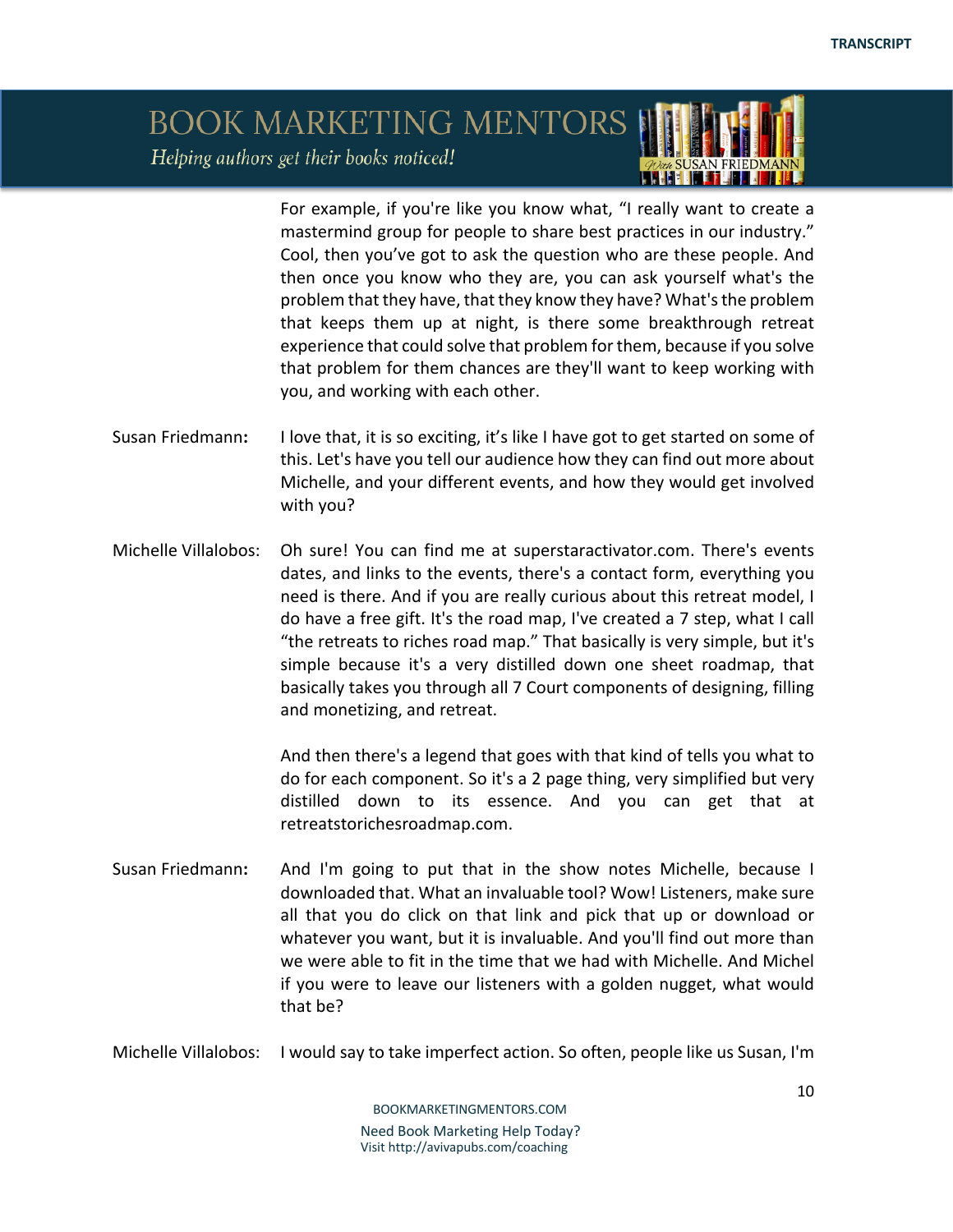For example, if you're like you know what, "I really want to create a mastermind group for people to share best practices in our industry." Cool, then you've got to ask the question who are these people. And then once you know who they are, you can ask yourself what's the problem that they have, that they know they have? What's the problem that keeps them up at night, is there some breakthrough retreat experience that could solve that problem for them, because if you solve that problem for them chances are they'll want to keep working with you, and working with each other.

**Susan Friedmann:** I love that, it is so exciting, it's like I have got to get started on some of this. Let's have you tell our audience how they can find out more about Michelle, and your different events, and how they would get involved with you?

**Michelle Villalobos:** Oh sure! You can find me at superstaractivator.com. There's events dates, and links to the events, there's a contact form, everything you need is there. And if you are really curious about this retreat model, I do have a free gift. It's the road map, I've created a 7 step, what I call "the retreats to riches road map." That basically is very simple, but it's simple because it's a very distilled down one sheet roadmap, that basically takes you through all 7 Court components of designing, filling and monetizing, and retreat.

And then there's a legend that goes with that kind of tells you what to do for each component. So it's a 2 page thing, very simplified but very distilled down to its essence. And you can get that at retreatstorichesroadmap.com.

**Susan Friedmann:** And I'm going to put that in the show notes Michelle, because I downloaded that. What an invaluable tool? Wow! Listeners, make sure all that you do click on that link and pick that up or download or whatever you want, but it is invaluable. And you'll find out more than we were able to fit in the time that we had with Michelle. And Michel if you were to leave our listeners with a golden nugget, what would that be?

**Michelle Villalobos:** I would say to take imperfect action. So often, people like us Susan, I'm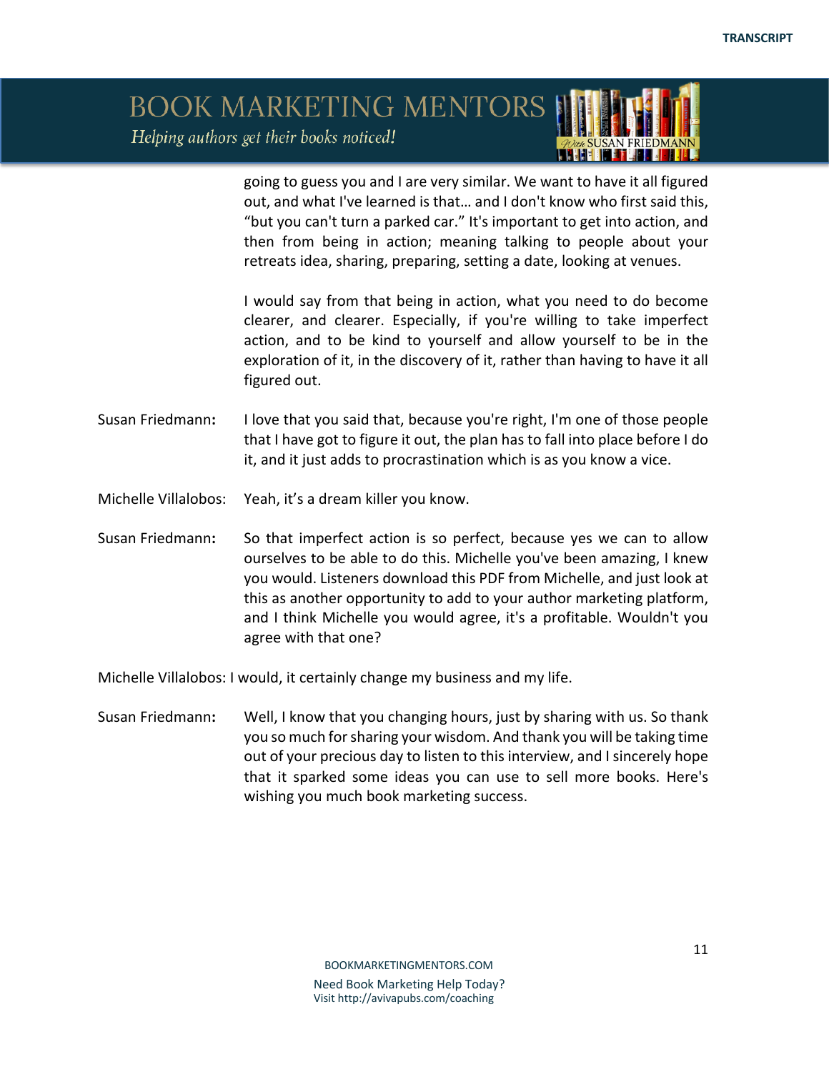going to guess you and I are very similar. We want to have it all figured out, and what I've learned is that… and I don't know who first said this, "but you can't turn a parked car." It's important to get into action, and then from being in action; meaning talking to people about your retreats idea, sharing, preparing, setting a date, looking at venues.

I would say from that being in action, what you need to do become clearer, and clearer. Especially, if you're willing to take imperfect action, and to be kind to yourself and allow yourself to be in the exploration of it, in the discovery of it, rather than having to have it all figured out.

**Susan Friedmann:** I love that you said that, because you're right, I'm one of those people that I have got to figure it out, the plan has to fall into place before I do it, and it just adds to procrastination which is as you know a vice.

Michelle Villalobos: Yeah, it's a dream killer you know.

**Susan Friedmann:** So that imperfect action is so perfect, because yes we can to allow ourselves to be able to do this. Michelle you've been amazing, I knew you would. Listeners download this PDF from Michelle, and just look at this as another opportunity to add to your author marketing platform, and I think Michelle you would agree, it's a profitable. Wouldn't you agree with that one?

Michelle Villalobos: I would, it certainly change my business and my life.

**Susan Friedmann:** Well, I know that you changing hours, just by sharing with us. So thank you so much for sharing your wisdom. And thank you will be taking time out of your precious day to listen to this interview, and I sincerely hope that it sparked some ideas you can use to sell more books. Here's wishing you much book marketing success.